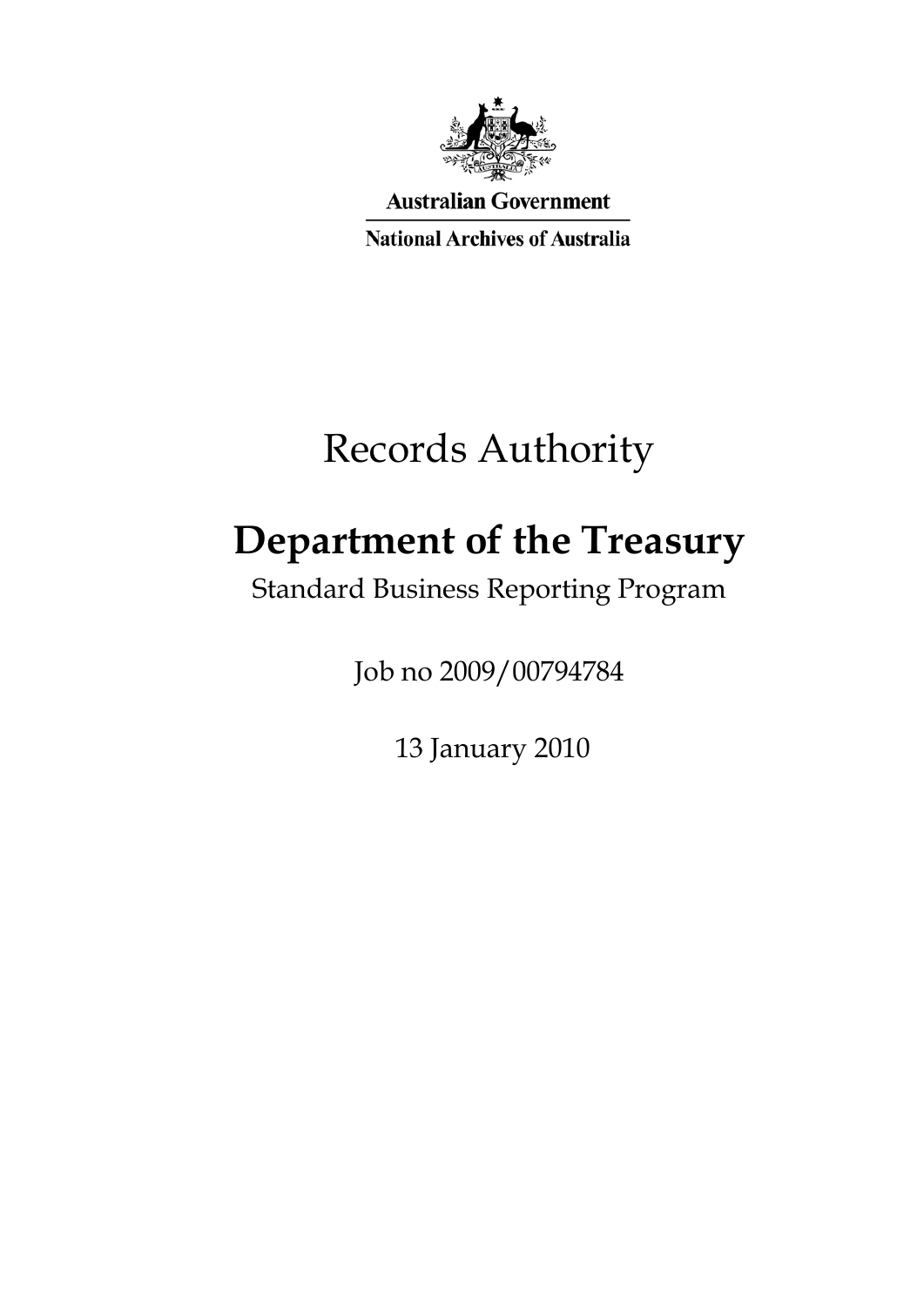Australian Government

National Archives of Australia

# Records Authority

## Department of the Treasury

Standard Business Reporting Program

Job no 2009/00794784

13 January 2010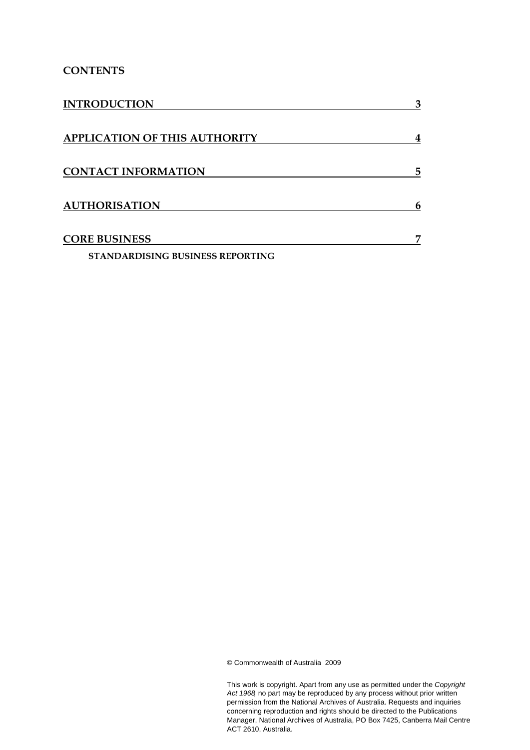**CONTENTS**

| | |
|---|---|
| **INTRODUCTION** | **3** |
| **APPLICATION OF THIS AUTHORITY** | **4** |
| **CONTACT INFORMATION** | **5** |
| **AUTHORISATION** | **6** |
| **CORE BUSINESS** | **7** |
| **STANDARDISING BUSINESS REPORTING** | |

© Commonwealth of Australia 2009

This work is copyright. Apart from any use as permitted under the *Copyright Act 1968*, no part may be reproduced by any process without prior written permission from the National Archives of Australia. Requests and inquiries concerning reproduction and rights should be directed to the Publications Manager, National Archives of Australia, PO Box 7425, Canberra Mail Centre ACT 2610, Australia.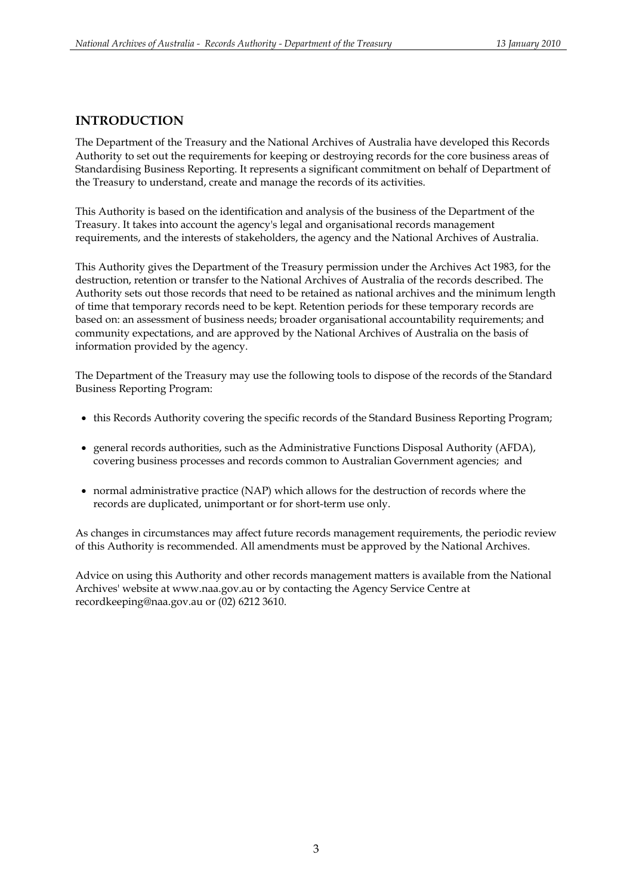## INTRODUCTION

The Department of the Treasury and the National Archives of Australia have developed this Records Authority to set out the requirements for keeping or destroying records for the core business areas of Standardising Business Reporting. It represents a significant commitment on behalf of Department of the Treasury to understand, create and manage the records of its activities.

This Authority is based on the identification and analysis of the business of the Department of the Treasury. It takes into account the agency's legal and organisational records management requirements, and the interests of stakeholders, the agency and the National Archives of Australia.

This Authority gives the Department of the Treasury permission under the Archives Act 1983, for the destruction, retention or transfer to the National Archives of Australia of the records described. The Authority sets out those records that need to be retained as national archives and the minimum length of time that temporary records need to be kept. Retention periods for these temporary records are based on: an assessment of business needs; broader organisational accountability requirements; and community expectations, and are approved by the National Archives of Australia on the basis of information provided by the agency.

The Department of the Treasury may use the following tools to dispose of the records of the Standard Business Reporting Program:

- this Records Authority covering the specific records of the Standard Business Reporting Program;
- general records authorities, such as the Administrative Functions Disposal Authority (AFDA), covering business processes and records common to Australian Government agencies; and
- normal administrative practice (NAP) which allows for the destruction of records where the records are duplicated, unimportant or for short-term use only.

As changes in circumstances may affect future records management requirements, the periodic review of this Authority is recommended. All amendments must be approved by the National Archives.

Advice on using this Authority and other records management matters is available from the National Archives' website at www.naa.gov.au or by contacting the Agency Service Centre at recordkeeping@naa.gov.au or (02) 6212 3610.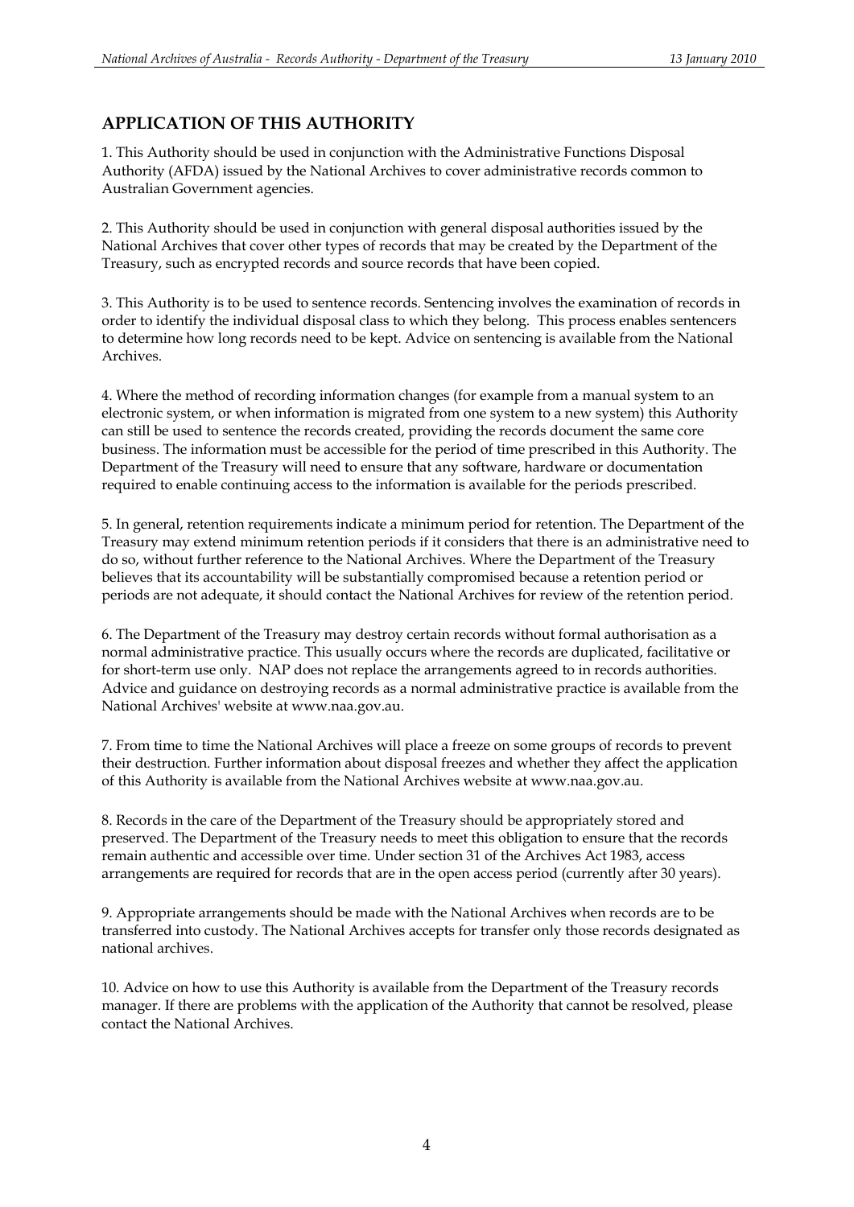## APPLICATION OF THIS AUTHORITY

1. This Authority should be used in conjunction with the Administrative Functions Disposal Authority (AFDA) issued by the National Archives to cover administrative records common to Australian Government agencies.

2. This Authority should be used in conjunction with general disposal authorities issued by the National Archives that cover other types of records that may be created by the Department of the Treasury, such as encrypted records and source records that have been copied.

3. This Authority is to be used to sentence records. Sentencing involves the examination of records in order to identify the individual disposal class to which they belong. This process enables sentencers to determine how long records need to be kept. Advice on sentencing is available from the National Archives.

4. Where the method of recording information changes (for example from a manual system to an electronic system, or when information is migrated from one system to a new system) this Authority can still be used to sentence the records created, providing the records document the same core business. The information must be accessible for the period of time prescribed in this Authority. The Department of the Treasury will need to ensure that any software, hardware or documentation required to enable continuing access to the information is available for the periods prescribed.

5. In general, retention requirements indicate a minimum period for retention. The Department of the Treasury may extend minimum retention periods if it considers that there is an administrative need to do so, without further reference to the National Archives. Where the Department of the Treasury believes that its accountability will be substantially compromised because a retention period or periods are not adequate, it should contact the National Archives for review of the retention period.

6. The Department of the Treasury may destroy certain records without formal authorisation as a normal administrative practice. This usually occurs where the records are duplicated, facilitative or for short-term use only. NAP does not replace the arrangements agreed to in records authorities. Advice and guidance on destroying records as a normal administrative practice is available from the National Archives' website at www.naa.gov.au.

7. From time to time the National Archives will place a freeze on some groups of records to prevent their destruction. Further information about disposal freezes and whether they affect the application of this Authority is available from the National Archives website at www.naa.gov.au.

8. Records in the care of the Department of the Treasury should be appropriately stored and preserved. The Department of the Treasury needs to meet this obligation to ensure that the records remain authentic and accessible over time. Under section 31 of the Archives Act 1983, access arrangements are required for records that are in the open access period (currently after 30 years).

9. Appropriate arrangements should be made with the National Archives when records are to be transferred into custody. The National Archives accepts for transfer only those records designated as national archives.

10. Advice on how to use this Authority is available from the Department of the Treasury records manager. If there are problems with the application of the Authority that cannot be resolved, please contact the National Archives.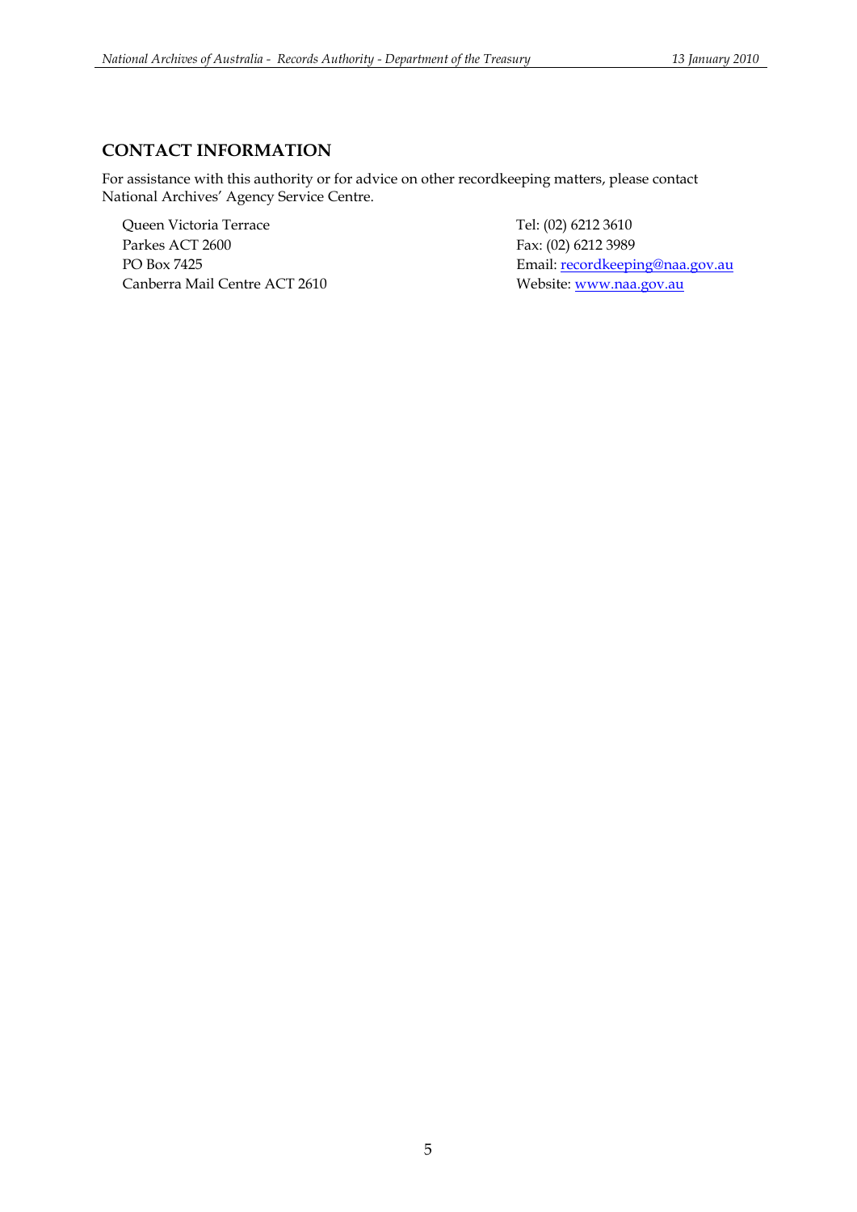## CONTACT INFORMATION

For assistance with this authority or for advice on other recordkeeping matters, please contact National Archives' Agency Service Centre.

Queen Victoria Terrace
Parkes ACT 2600
PO Box 7425
Canberra Mail Centre ACT 2610

Tel: (02) 6212 3610
Fax: (02) 6212 3989
Email: recordkeeping@naa.gov.au
Website: www.naa.gov.au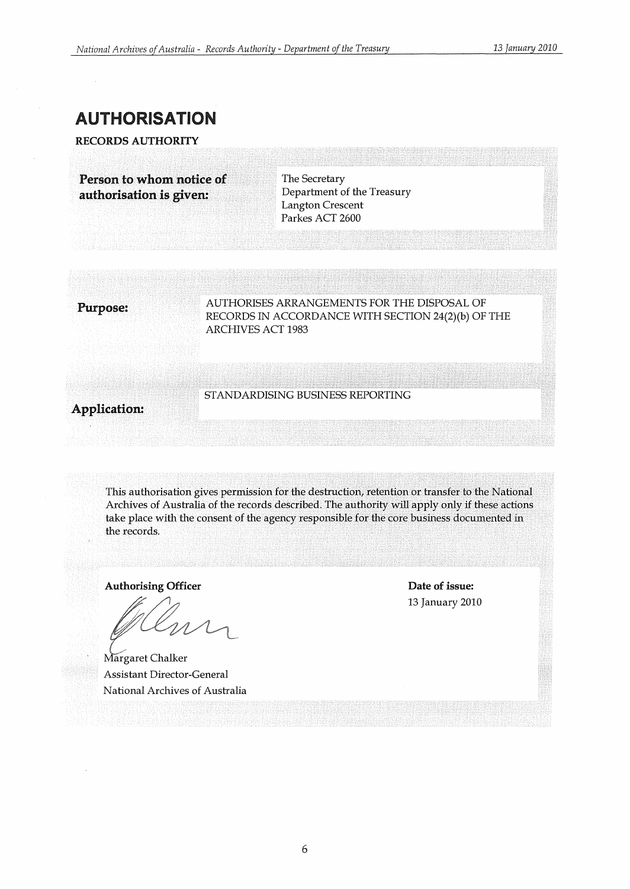# AUTHORISATION

**RECORDS AUTHORITY**

| | |
|---|---|
| **Person to whom notice of authorisation is given:** | The Secretary<br>Department of the Treasury<br>Langton Crescent<br>Parkes ACT 2600 |
| **Purpose:** | AUTHORISES ARRANGEMENTS FOR THE DISPOSAL OF RECORDS IN ACCORDANCE WITH SECTION 24(2)(b) OF THE ARCHIVES ACT 1983 |
| **Application:** | STANDARDISING BUSINESS REPORTING |

This authorisation gives permission for the destruction, retention or transfer to the National Archives of Australia of the records described. The authority will apply only if these actions take place with the consent of the agency responsible for the core business documented in the records.

**Authorising Officer**

Margaret Chalker
Assistant Director-General
National Archives of Australia

**Date of issue:**
13 January 2010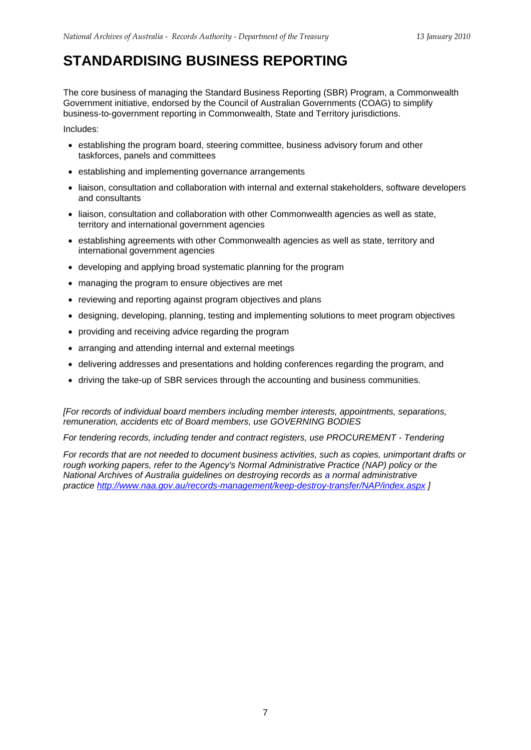# STANDARDISING BUSINESS REPORTING

The core business of managing the Standard Business Reporting (SBR) Program, a Commonwealth Government initiative, endorsed by the Council of Australian Governments (COAG) to simplify business-to-government reporting in Commonwealth, State and Territory jurisdictions.

Includes:

- establishing the program board, steering committee, business advisory forum and other taskforces, panels and committees
- establishing and implementing governance arrangements
- liaison, consultation and collaboration with internal and external stakeholders, software developers and consultants
- liaison, consultation and collaboration with other Commonwealth agencies as well as state, territory and international government agencies
- establishing agreements with other Commonwealth agencies as well as state, territory and international government agencies
- developing and applying broad systematic planning for the program
- managing the program to ensure objectives are met
- reviewing and reporting against program objectives and plans
- designing, developing, planning, testing and implementing solutions to meet program objectives
- providing and receiving advice regarding the program
- arranging and attending internal and external meetings
- delivering addresses and presentations and holding conferences regarding the program, and
- driving the take-up of SBR services through the accounting and business communities.

*[For records of individual board members including member interests, appointments, separations, remuneration, accidents etc of Board members, use GOVERNING BODIES*

*For tendering records, including tender and contract registers, use PROCUREMENT - Tendering*

*For records that are not needed to document business activities, such as copies, unimportant drafts or rough working papers, refer to the Agency's Normal Administrative Practice (NAP) policy or the National Archives of Australia guidelines on destroying records as a normal administrative practice http://www.naa.gov.au/records-management/keep-destroy-transfer/NAP/index.aspx ]*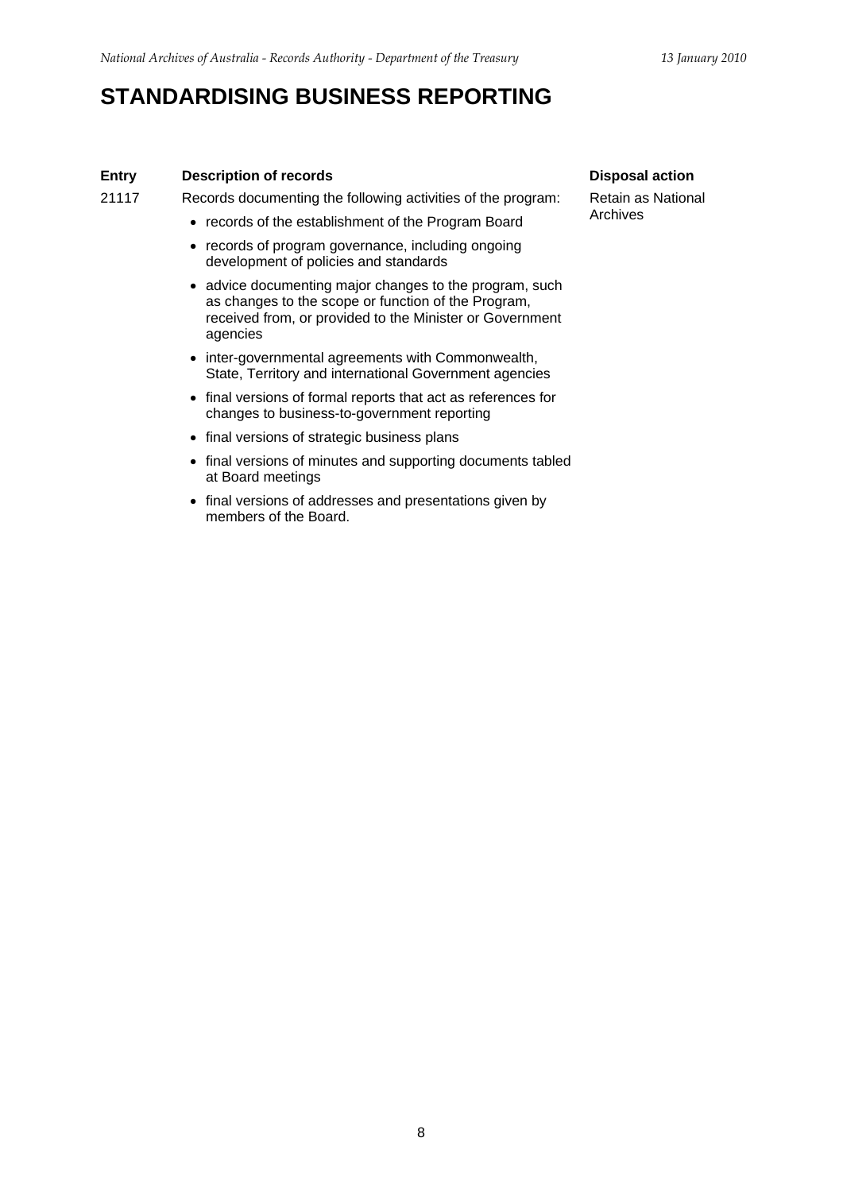# STANDARDISING BUSINESS REPORTING

| Entry | Description of records | Disposal action |
| --- | --- | --- |
| 21117 | Records documenting the following activities of the program:<br>• records of the establishment of the Program Board<br>• records of program governance, including ongoing development of policies and standards<br>• advice documenting major changes to the program, such as changes to the scope or function of the Program, received from, or provided to the Minister or Government agencies<br>• inter-governmental agreements with Commonwealth, State, Territory and international Government agencies<br>• final versions of formal reports that act as references for changes to business-to-government reporting<br>• final versions of strategic business plans<br>• final versions of minutes and supporting documents tabled at Board meetings<br>• final versions of addresses and presentations given by members of the Board. | Retain as National Archives |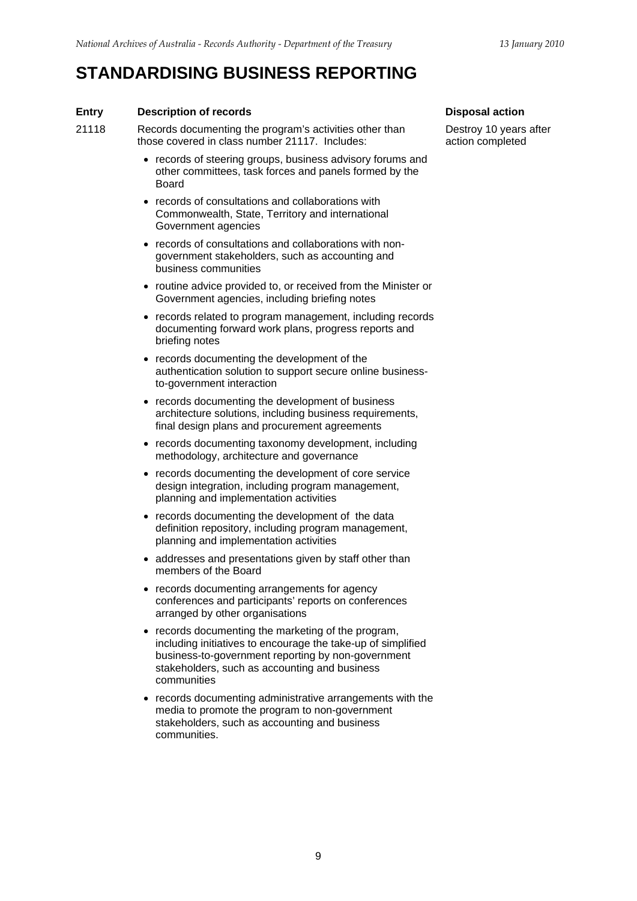# STANDARDISING BUSINESS REPORTING

| Entry | Description of records | Disposal action |
| --- | --- | --- |
| 21118 | Records documenting the program's activities other than those covered in class number 21117. Includes:<br>• records of steering groups, business advisory forums and other committees, task forces and panels formed by the Board<br>• records of consultations and collaborations with Commonwealth, State, Territory and international Government agencies<br>• records of consultations and collaborations with non-government stakeholders, such as accounting and business communities<br>• routine advice provided to, or received from the Minister or Government agencies, including briefing notes<br>• records related to program management, including records documenting forward work plans, progress reports and briefing notes<br>• records documenting the development of the authentication solution to support secure online business-to-government interaction<br>• records documenting the development of business architecture solutions, including business requirements, final design plans and procurement agreements<br>• records documenting taxonomy development, including methodology, architecture and governance<br>• records documenting the development of core service design integration, including program management, planning and implementation activities<br>• records documenting the development of the data definition repository, including program management, planning and implementation activities<br>• addresses and presentations given by staff other than members of the Board<br>• records documenting arrangements for agency conferences and participants' reports on conferences arranged by other organisations<br>• records documenting the marketing of the program, including initiatives to encourage the take-up of simplified business-to-government reporting by non-government stakeholders, such as accounting and business communities<br>• records documenting administrative arrangements with the media to promote the program to non-government stakeholders, such as accounting and business communities. | Destroy 10 years after action completed |